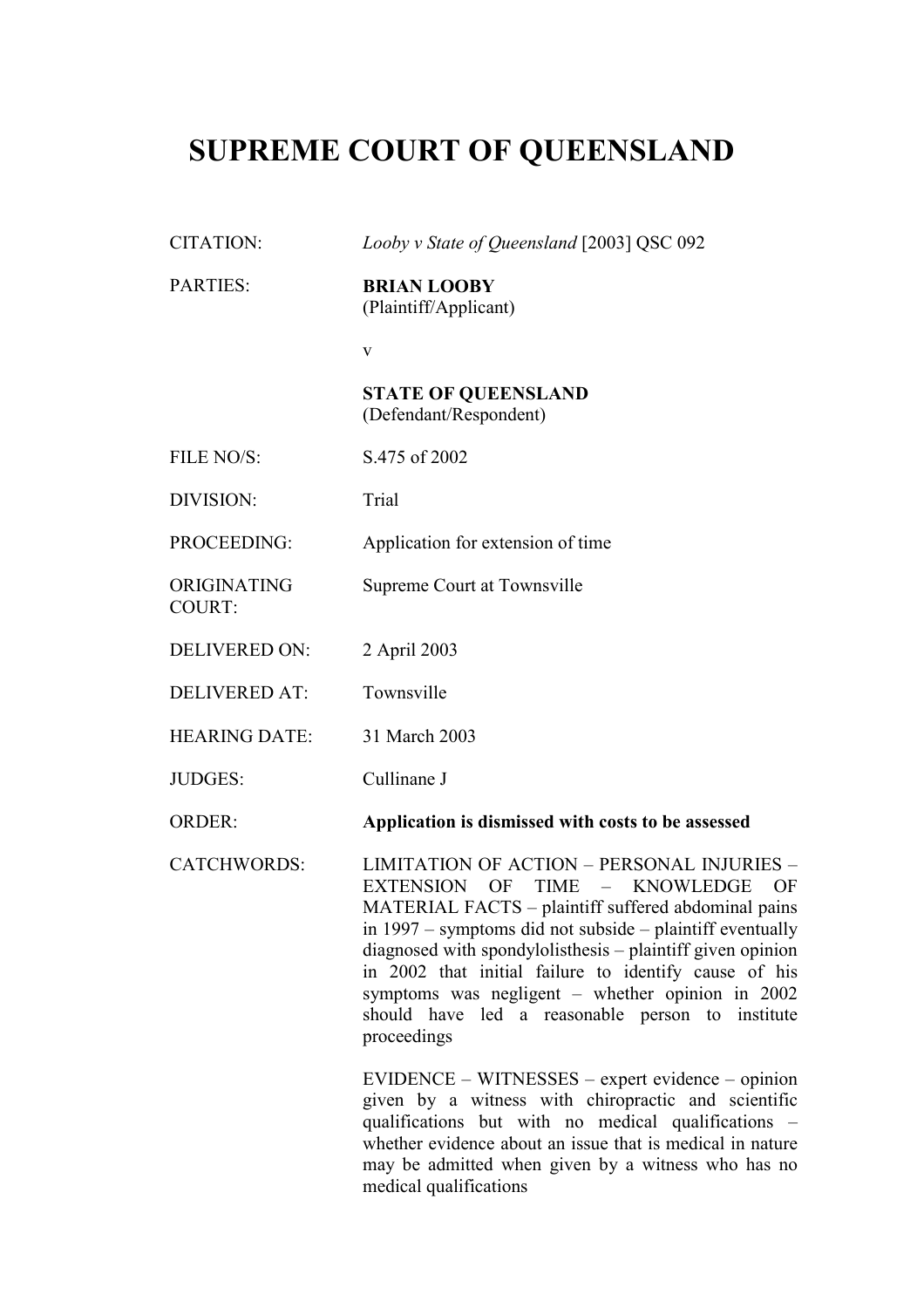# SUPREME COURT OF QUEENSLAND

| | |
|---|---|
| CITATION: | *Looby v State of Queensland* [2003] QSC 092 |
| PARTIES: | **BRIAN LOOBY**<br>(Plaintiff/Applicant)<br><br>v<br><br>**STATE OF QUEENSLAND**<br>(Defendant/Respondent) |
| FILE NO/S: | S.475 of 2002 |
| DIVISION: | Trial |
| PROCEEDING: | Application for extension of time |
| ORIGINATING COURT: | Supreme Court at Townsville |
| DELIVERED ON: | 2 April 2003 |
| DELIVERED AT: | Townsville |
| HEARING DATE: | 31 March 2003 |
| JUDGES: | Cullinane J |
| ORDER: | **Application is dismissed with costs to be assessed** |
| CATCHWORDS: | LIMITATION OF ACTION – PERSONAL INJURIES – EXTENSION OF TIME – KNOWLEDGE OF MATERIAL FACTS – plaintiff suffered abdominal pains in 1997 – symptoms did not subside – plaintiff eventually diagnosed with spondylolisthesis – plaintiff given opinion in 2002 that initial failure to identify cause of his symptoms was negligent – whether opinion in 2002 should have led a reasonable person to institute proceedings<br><br>EVIDENCE – WITNESSES – expert evidence – opinion given by a witness with chiropractic and scientific qualifications but with no medical qualifications – whether evidence about an issue that is medical in nature may be admitted when given by a witness who has no medical qualifications |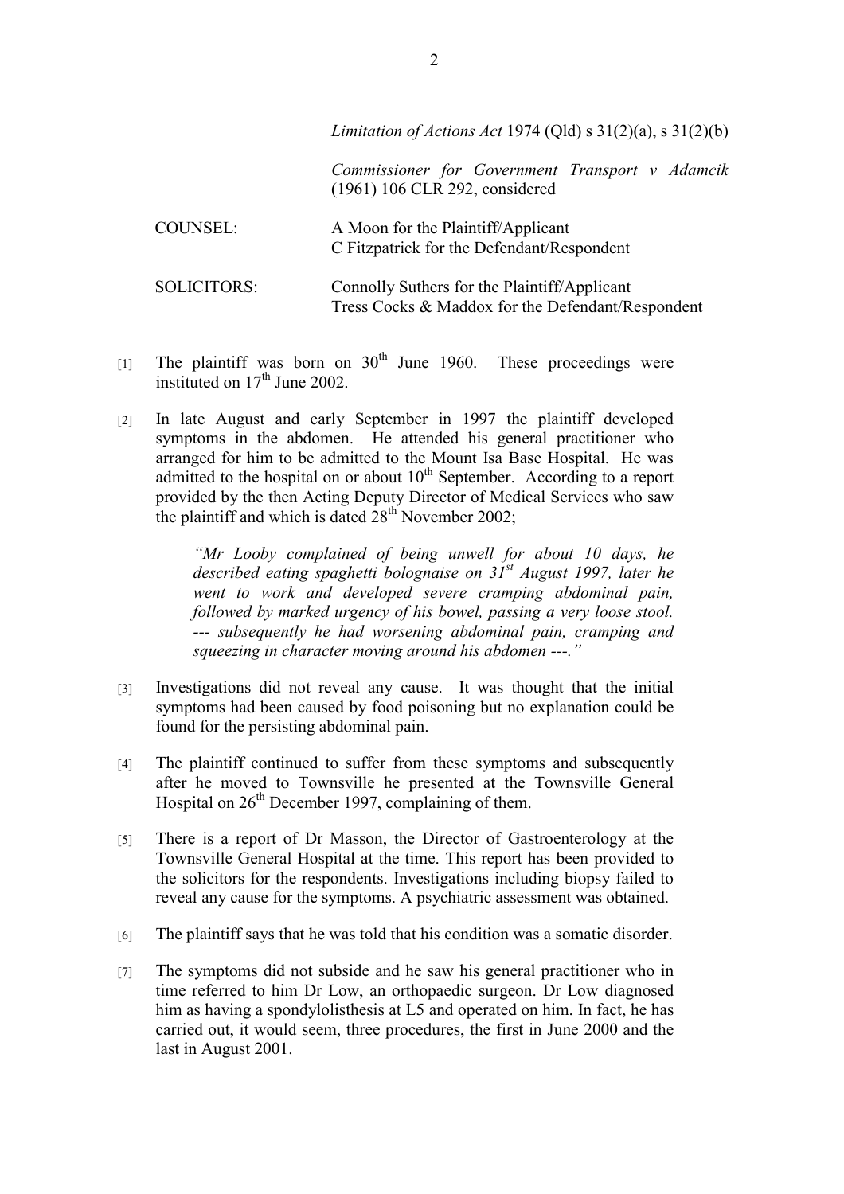*Limitation of Actions Act* 1974 (Qld) s 31(2)(a), s 31(2)(b)

*Commissioner for Government Transport v Adamcik* (1961) 106 CLR 292, considered

COUNSEL: A Moon for the Plaintiff/Applicant
C Fitzpatrick for the Defendant/Respondent

SOLICITORS: Connolly Suthers for the Plaintiff/Applicant
Tress Cocks & Maddox for the Defendant/Respondent

[1] The plaintiff was born on 30th June 1960. These proceedings were instituted on 17th June 2002.

[2] In late August and early September in 1997 the plaintiff developed symptoms in the abdomen. He attended his general practitioner who arranged for him to be admitted to the Mount Isa Base Hospital. He was admitted to the hospital on or about 10th September. According to a report provided by the then Acting Deputy Director of Medical Services who saw the plaintiff and which is dated 28th November 2002;

> *"Mr Looby complained of being unwell for about 10 days, he described eating spaghetti bolognaise on 31st August 1997, later he went to work and developed severe cramping abdominal pain, followed by marked urgency of his bowel, passing a very loose stool. --- subsequently he had worsening abdominal pain, cramping and squeezing in character moving around his abdomen ---."*

[3] Investigations did not reveal any cause. It was thought that the initial symptoms had been caused by food poisoning but no explanation could be found for the persisting abdominal pain.

[4] The plaintiff continued to suffer from these symptoms and subsequently after he moved to Townsville he presented at the Townsville General Hospital on 26th December 1997, complaining of them.

[5] There is a report of Dr Masson, the Director of Gastroenterology at the Townsville General Hospital at the time. This report has been provided to the solicitors for the respondents. Investigations including biopsy failed to reveal any cause for the symptoms. A psychiatric assessment was obtained.

[6] The plaintiff says that he was told that his condition was a somatic disorder.

[7] The symptoms did not subside and he saw his general practitioner who in time referred to him Dr Low, an orthopaedic surgeon. Dr Low diagnosed him as having a spondylolisthesis at L5 and operated on him. In fact, he has carried out, it would seem, three procedures, the first in June 2000 and the last in August 2001.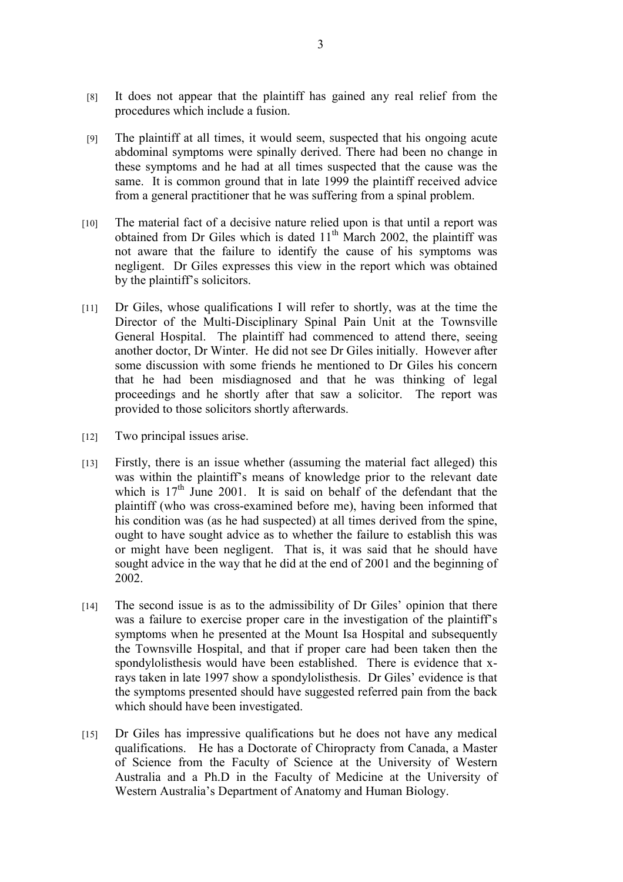[8] It does not appear that the plaintiff has gained any real relief from the procedures which include a fusion.

[9] The plaintiff at all times, it would seem, suspected that his ongoing acute abdominal symptoms were spinally derived. There had been no change in these symptoms and he had at all times suspected that the cause was the same. It is common ground that in late 1999 the plaintiff received advice from a general practitioner that he was suffering from a spinal problem.

[10] The material fact of a decisive nature relied upon is that until a report was obtained from Dr Giles which is dated 11th March 2002, the plaintiff was not aware that the failure to identify the cause of his symptoms was negligent. Dr Giles expresses this view in the report which was obtained by the plaintiff's solicitors.

[11] Dr Giles, whose qualifications I will refer to shortly, was at the time the Director of the Multi-Disciplinary Spinal Pain Unit at the Townsville General Hospital. The plaintiff had commenced to attend there, seeing another doctor, Dr Winter. He did not see Dr Giles initially. However after some discussion with some friends he mentioned to Dr Giles his concern that he had been misdiagnosed and that he was thinking of legal proceedings and he shortly after that saw a solicitor. The report was provided to those solicitors shortly afterwards.

[12] Two principal issues arise.

[13] Firstly, there is an issue whether (assuming the material fact alleged) this was within the plaintiff's means of knowledge prior to the relevant date which is 17th June 2001. It is said on behalf of the defendant that the plaintiff (who was cross-examined before me), having been informed that his condition was (as he had suspected) at all times derived from the spine, ought to have sought advice as to whether the failure to establish this was or might have been negligent. That is, it was said that he should have sought advice in the way that he did at the end of 2001 and the beginning of 2002.

[14] The second issue is as to the admissibility of Dr Giles' opinion that there was a failure to exercise proper care in the investigation of the plaintiff's symptoms when he presented at the Mount Isa Hospital and subsequently the Townsville Hospital, and that if proper care had been taken then the spondylolisthesis would have been established. There is evidence that x-rays taken in late 1997 show a spondylolisthesis. Dr Giles' evidence is that the symptoms presented should have suggested referred pain from the back which should have been investigated.

[15] Dr Giles has impressive qualifications but he does not have any medical qualifications. He has a Doctorate of Chiropracty from Canada, a Master of Science from the Faculty of Science at the University of Western Australia and a Ph.D in the Faculty of Medicine at the University of Western Australia's Department of Anatomy and Human Biology.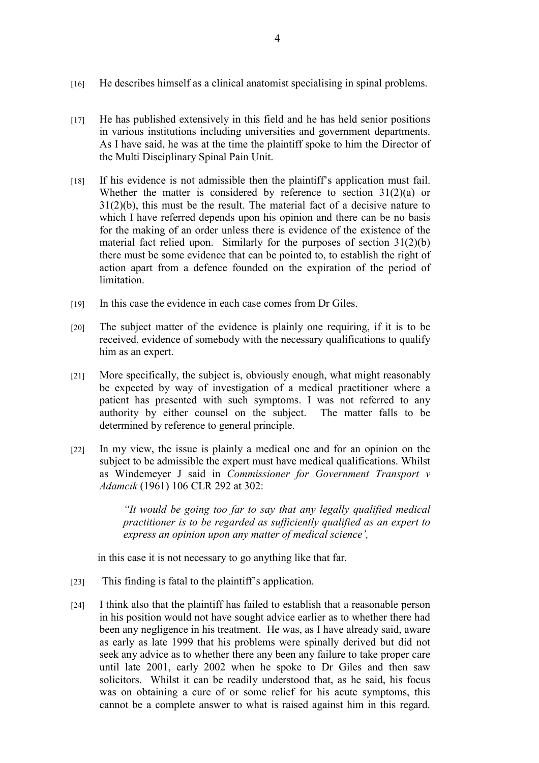[16] He describes himself as a clinical anatomist specialising in spinal problems.

[17] He has published extensively in this field and he has held senior positions in various institutions including universities and government departments. As I have said, he was at the time the plaintiff spoke to him the Director of the Multi Disciplinary Spinal Pain Unit.

[18] If his evidence is not admissible then the plaintiff's application must fail. Whether the matter is considered by reference to section 31(2)(a) or 31(2)(b), this must be the result. The material fact of a decisive nature to which I have referred depends upon his opinion and there can be no basis for the making of an order unless there is evidence of the existence of the material fact relied upon. Similarly for the purposes of section 31(2)(b) there must be some evidence that can be pointed to, to establish the right of action apart from a defence founded on the expiration of the period of limitation.

[19] In this case the evidence in each case comes from Dr Giles.

[20] The subject matter of the evidence is plainly one requiring, if it is to be received, evidence of somebody with the necessary qualifications to qualify him as an expert.

[21] More specifically, the subject is, obviously enough, what might reasonably be expected by way of investigation of a medical practitioner where a patient has presented with such symptoms. I was not referred to any authority by either counsel on the subject. The matter falls to be determined by reference to general principle.

[22] In my view, the issue is plainly a medical one and for an opinion on the subject to be admissible the expert must have medical qualifications. Whilst as Windemeyer J said in *Commissioner for Government Transport v Adamcik* (1961) 106 CLR 292 at 302:

> *"It would be going too far to say that any legally qualified medical practitioner is to be regarded as sufficiently qualified as an expert to express an opinion upon any matter of medical science',*

in this case it is not necessary to go anything like that far.

[23] This finding is fatal to the plaintiff's application.

[24] I think also that the plaintiff has failed to establish that a reasonable person in his position would not have sought advice earlier as to whether there had been any negligence in his treatment. He was, as I have already said, aware as early as late 1999 that his problems were spinally derived but did not seek any advice as to whether there any been any failure to take proper care until late 2001, early 2002 when he spoke to Dr Giles and then saw solicitors. Whilst it can be readily understood that, as he said, his focus was on obtaining a cure of or some relief for his acute symptoms, this cannot be a complete answer to what is raised against him in this regard.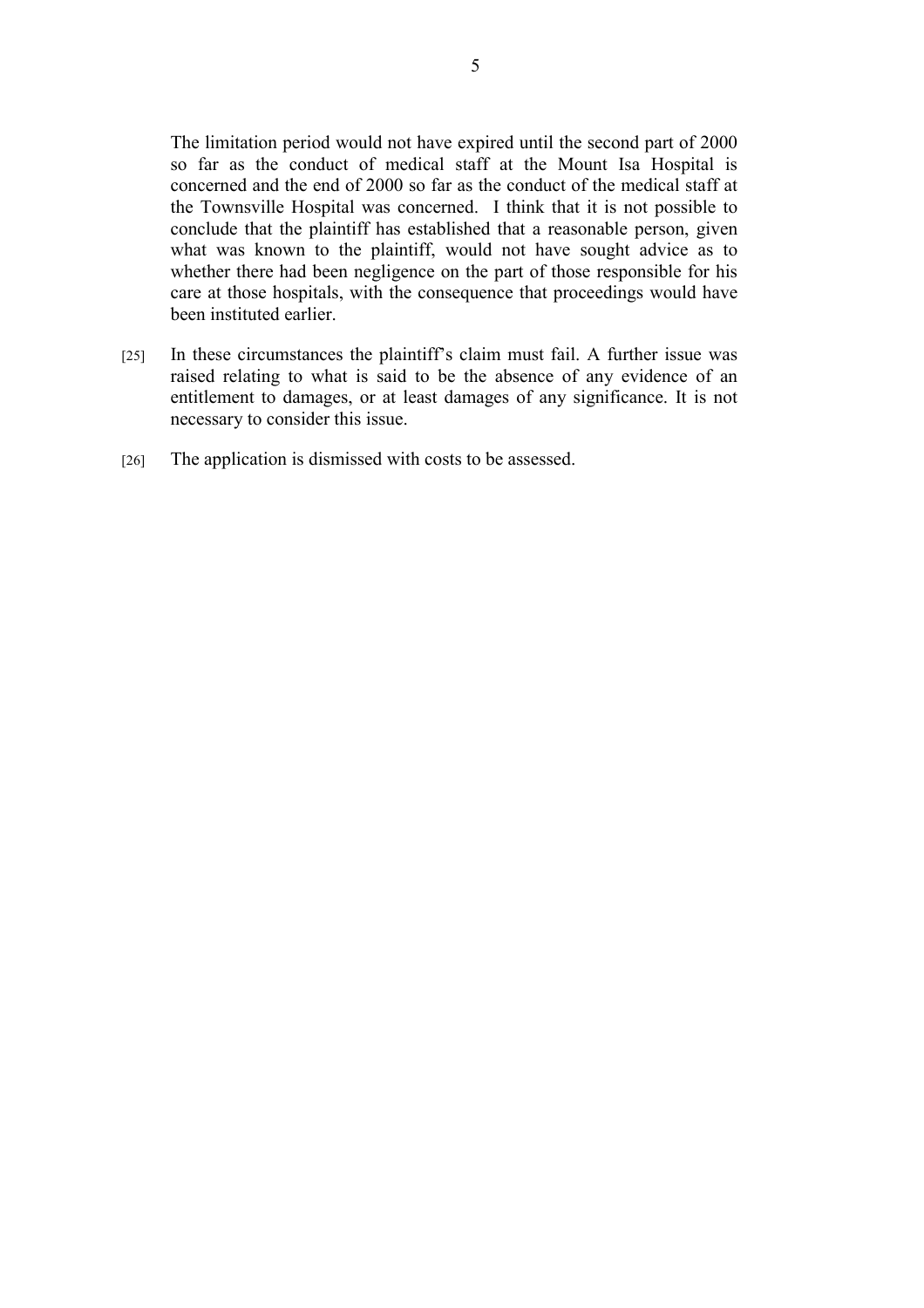The limitation period would not have expired until the second part of 2000 so far as the conduct of medical staff at the Mount Isa Hospital is concerned and the end of 2000 so far as the conduct of the medical staff at the Townsville Hospital was concerned. I think that it is not possible to conclude that the plaintiff has established that a reasonable person, given what was known to the plaintiff, would not have sought advice as to whether there had been negligence on the part of those responsible for his care at those hospitals, with the consequence that proceedings would have been instituted earlier.

[25] In these circumstances the plaintiff's claim must fail. A further issue was raised relating to what is said to be the absence of any evidence of an entitlement to damages, or at least damages of any significance. It is not necessary to consider this issue.

[26] The application is dismissed with costs to be assessed.